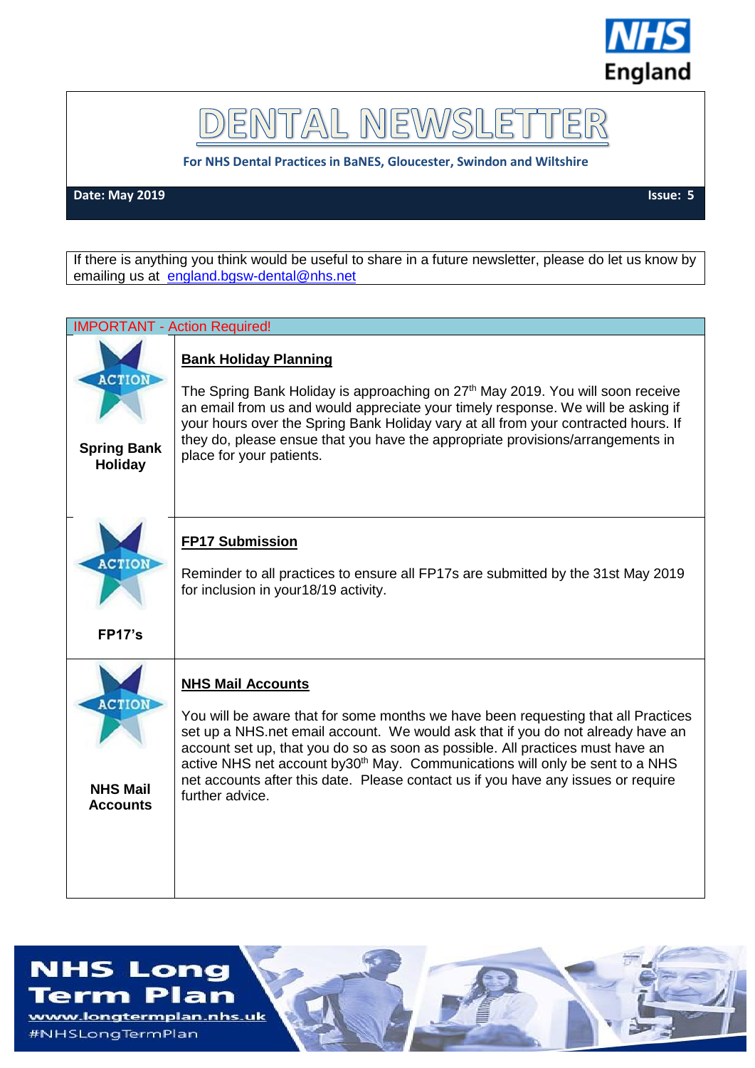# DENTAL NEWSLETTER

**For NHS Dental Practices in BaNES, Gloucester, Swindon and Wiltshire**

**Date: May 2019** **Issue: 5**

If there is anything you think would be useful to share in a future newsletter, please do let us know by emailing us at england.bgsw-dental@nhs.net

## IMPORTANT - Action Required!

| | |
|---|---|
| ACTION **Spring Bank Holiday** | **Bank Holiday Planning** The Spring Bank Holiday is approaching on 27th May 2019. You will soon receive an email from us and would appreciate your timely response. We will be asking if your hours over the Spring Bank Holiday vary at all from your contracted hours. If they do, please ensue that you have the appropriate provisions/arrangements in place for your patients. |
| ACTION **FP17's** | **FP17 Submission** Reminder to all practices to ensure all FP17s are submitted by the 31st May 2019 for inclusion in your18/19 activity. |
| ACTION **NHS Mail Accounts** | **NHS Mail Accounts** You will be aware that for some months we have been requesting that all Practices set up a NHS.net email account. We would ask that if you do not already have an account set up, that you do so as soon as possible. All practices must have an active NHS net account by30th May. Communications will only be sent to a NHS net accounts after this date. Please contact us if you have any issues or require further advice. |

**NHS Long Term Plan**

www.longtermplan.nhs.uk

#NHSLongTermPlan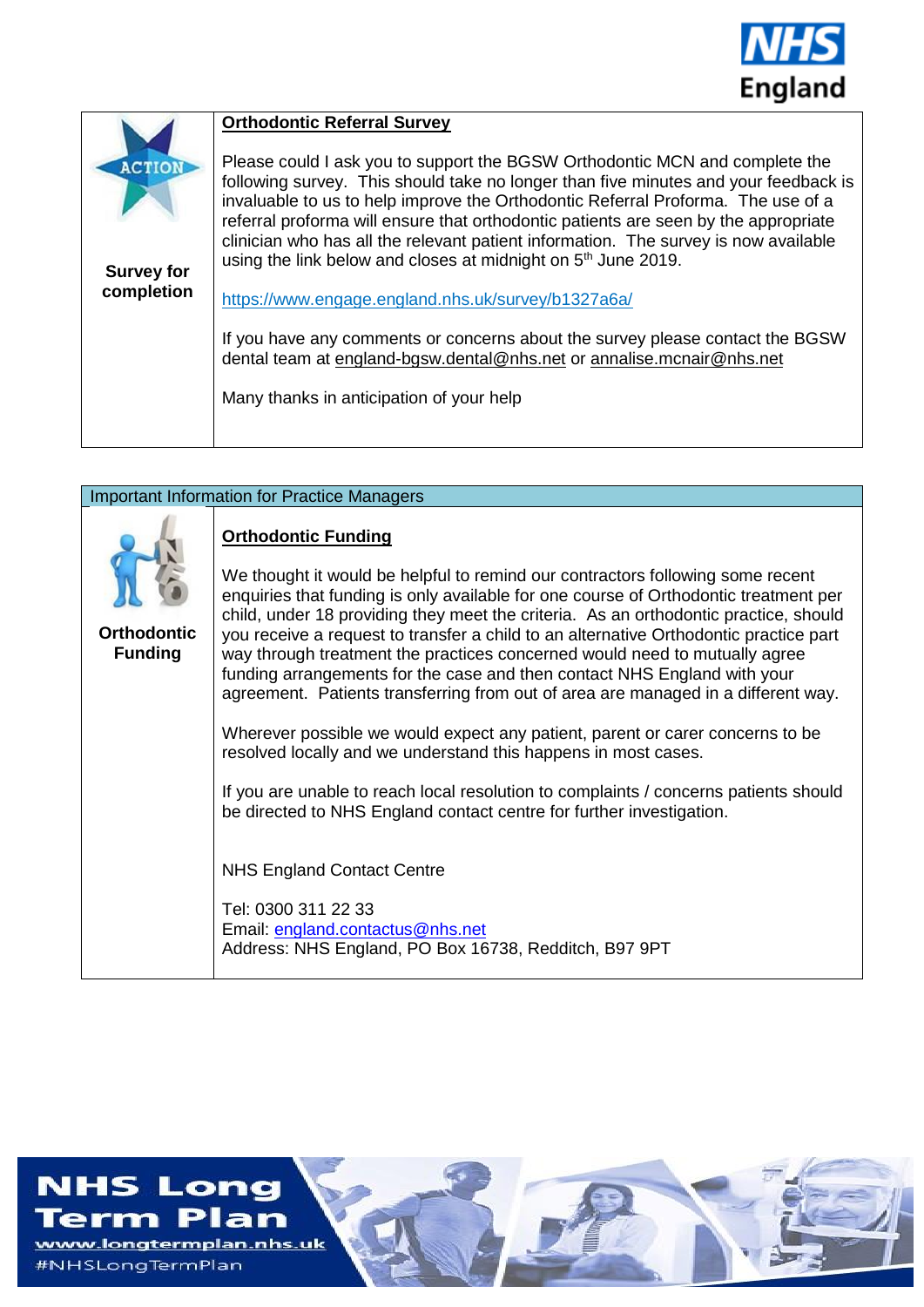**Survey for completion**

## Orthodontic Referral Survey

Please could I ask you to support the BGSW Orthodontic MCN and complete the following survey. This should take no longer than five minutes and your feedback is invaluable to us to help improve the Orthodontic Referral Proforma. The use of a referral proforma will ensure that orthodontic patients are seen by the appropriate clinician who has all the relevant patient information. The survey is now available using the link below and closes at midnight on 5th June 2019.

https://www.engage.england.nhs.uk/survey/b1327a6a/

If you have any comments or concerns about the survey please contact the BGSW dental team at england-bgsw.dental@nhs.net or annalise.mcnair@nhs.net

Many thanks in anticipation of your help

---

Important Information for Practice Managers

**Orthodontic Funding**

## Orthodontic Funding

We thought it would be helpful to remind our contractors following some recent enquiries that funding is only available for one course of Orthodontic treatment per child, under 18 providing they meet the criteria. As an orthodontic practice, should you receive a request to transfer a child to an alternative Orthodontic practice part way through treatment the practices concerned would need to mutually agree funding arrangements for the case and then contact NHS England with your agreement. Patients transferring from out of area are managed in a different way.

Wherever possible we would expect any patient, parent or carer concerns to be resolved locally and we understand this happens in most cases.

If you are unable to reach local resolution to complaints / concerns patients should be directed to NHS England contact centre for further investigation.

NHS England Contact Centre

Tel: 0300 311 22 33
Email: england.contactus@nhs.net
Address: NHS England, PO Box 16738, Redditch, B97 9PT

NHS Long Term Plan
www.longtermplan.nhs.uk
#NHSLongTermPlan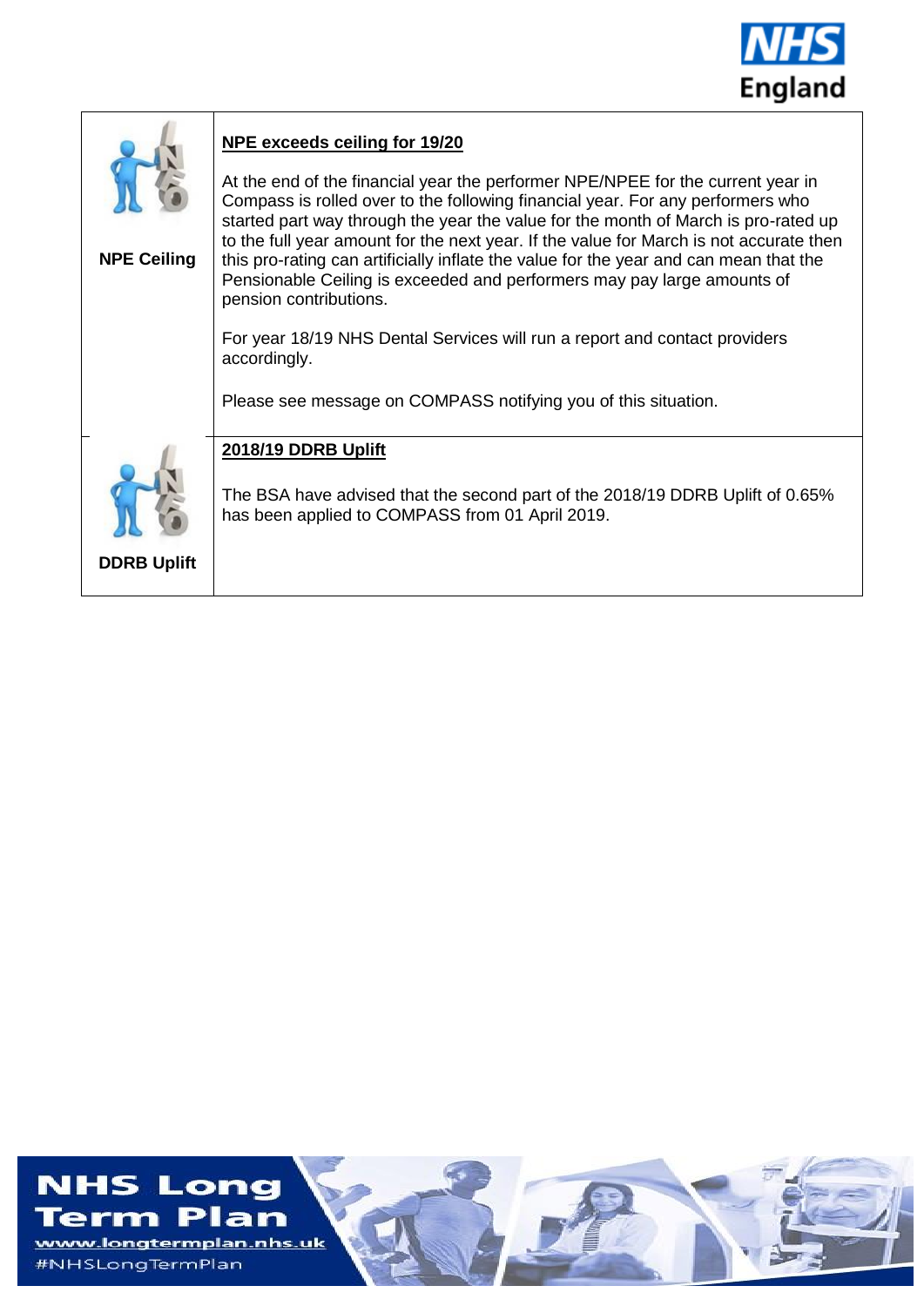| | |
|---|---|
| **NPE Ceiling** | **NPE exceeds ceiling for 19/20**<br><br>At the end of the financial year the performer NPE/NPEE for the current year in Compass is rolled over to the following financial year. For any performers who started part way through the year the value for the month of March is pro-rated up to the full year amount for the next year. If the value for March is not accurate then this pro-rating can artificially inflate the value for the year and can mean that the Pensionable Ceiling is exceeded and performers may pay large amounts of pension contributions.<br><br>For year 18/19 NHS Dental Services will run a report and contact providers accordingly.<br><br>Please see message on COMPASS notifying you of this situation. |
| **DDRB Uplift** | **2018/19 DDRB Uplift**<br><br>The BSA have advised that the second part of the 2018/19 DDRB Uplift of 0.65% has been applied to COMPASS from 01 April 2019. |